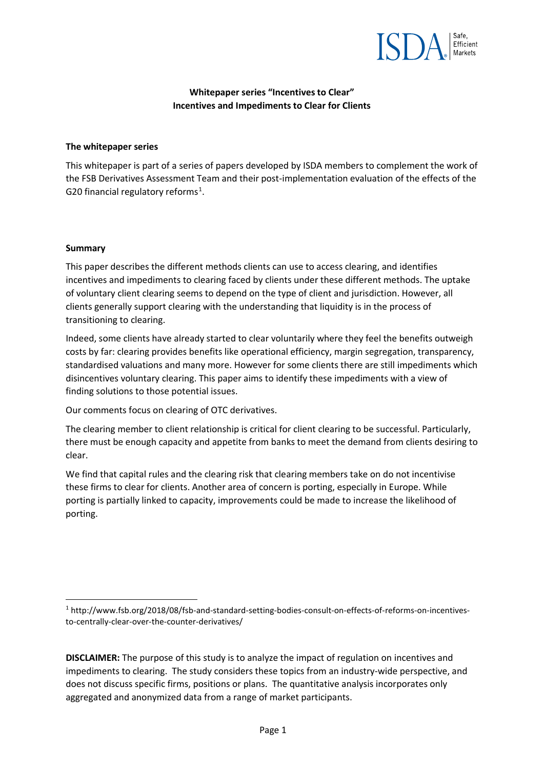**Whitepaper series "Incentives to Clear"**
**Incentives and Impediments to Clear for Clients**

**The whitepaper series**

This whitepaper is part of a series of papers developed by ISDA members to complement the work of the FSB Derivatives Assessment Team and their post-implementation evaluation of the effects of the G20 financial regulatory reforms[1].

**Summary**

This paper describes the different methods clients can use to access clearing, and identifies incentives and impediments to clearing faced by clients under these different methods. The uptake of voluntary client clearing seems to depend on the type of client and jurisdiction. However, all clients generally support clearing with the understanding that liquidity is in the process of transitioning to clearing.

Indeed, some clients have already started to clear voluntarily where they feel the benefits outweigh costs by far: clearing provides benefits like operational efficiency, margin segregation, transparency, standardised valuations and many more. However for some clients there are still impediments which disincentives voluntary clearing. This paper aims to identify these impediments with a view of finding solutions to those potential issues.

Our comments focus on clearing of OTC derivatives.

The clearing member to client relationship is critical for client clearing to be successful. Particularly, there must be enough capacity and appetite from banks to meet the demand from clients desiring to clear.

We find that capital rules and the clearing risk that clearing members take on do not incentivise these firms to clear for clients. Another area of concern is porting, especially in Europe. While porting is partially linked to capacity, improvements could be made to increase the likelihood of porting.

[1] http://www.fsb.org/2018/08/fsb-and-standard-setting-bodies-consult-on-effects-of-reforms-on-incentives-to-centrally-clear-over-the-counter-derivatives/

**DISCLAIMER:** The purpose of this study is to analyze the impact of regulation on incentives and impediments to clearing. The study considers these topics from an industry-wide perspective, and does not discuss specific firms, positions or plans. The quantitative analysis incorporates only aggregated and anonymized data from a range of market participants.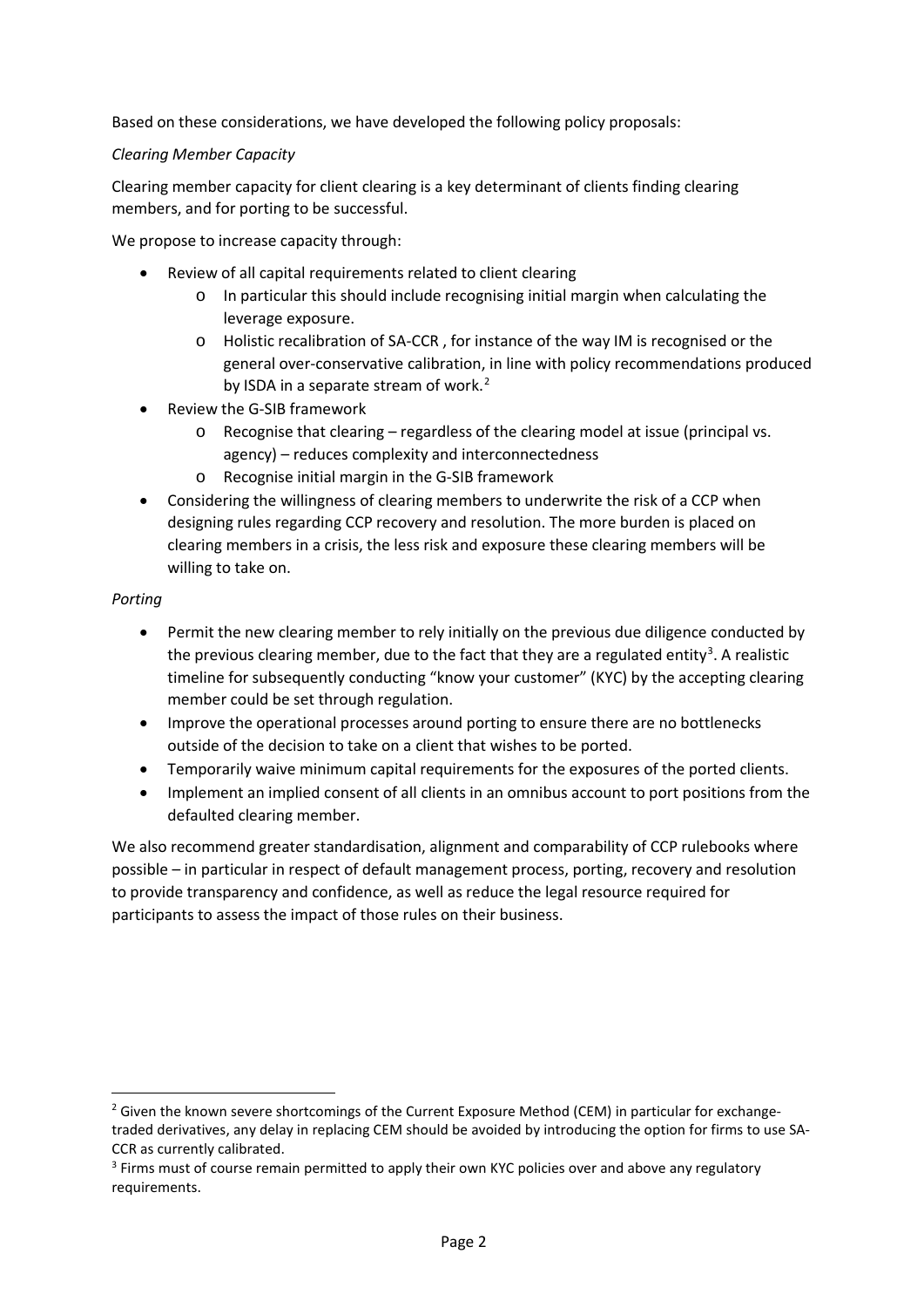Based on these considerations, we have developed the following policy proposals:

*Clearing Member Capacity*

Clearing member capacity for client clearing is a key determinant of clients finding clearing members, and for porting to be successful.

We propose to increase capacity through:

- Review of all capital requirements related to client clearing
  - In particular this should include recognising initial margin when calculating the leverage exposure.
  - Holistic recalibration of SA-CCR , for instance of the way IM is recognised or the general over-conservative calibration, in line with policy recommendations produced by ISDA in a separate stream of work.[2]
- Review the G-SIB framework
  - Recognise that clearing – regardless of the clearing model at issue (principal vs. agency) – reduces complexity and interconnectedness
  - Recognise initial margin in the G-SIB framework
- Considering the willingness of clearing members to underwrite the risk of a CCP when designing rules regarding CCP recovery and resolution. The more burden is placed on clearing members in a crisis, the less risk and exposure these clearing members will be willing to take on.

*Porting*

- Permit the new clearing member to rely initially on the previous due diligence conducted by the previous clearing member, due to the fact that they are a regulated entity[3]. A realistic timeline for subsequently conducting "know your customer" (KYC) by the accepting clearing member could be set through regulation.
- Improve the operational processes around porting to ensure there are no bottlenecks outside of the decision to take on a client that wishes to be ported.
- Temporarily waive minimum capital requirements for the exposures of the ported clients.
- Implement an implied consent of all clients in an omnibus account to port positions from the defaulted clearing member.

We also recommend greater standardisation, alignment and comparability of CCP rulebooks where possible – in particular in respect of default management process, porting, recovery and resolution to provide transparency and confidence, as well as reduce the legal resource required for participants to assess the impact of those rules on their business.

---

[2] Given the known severe shortcomings of the Current Exposure Method (CEM) in particular for exchange-traded derivatives, any delay in replacing CEM should be avoided by introducing the option for firms to use SA-CCR as currently calibrated.

[3] Firms must of course remain permitted to apply their own KYC policies over and above any regulatory requirements.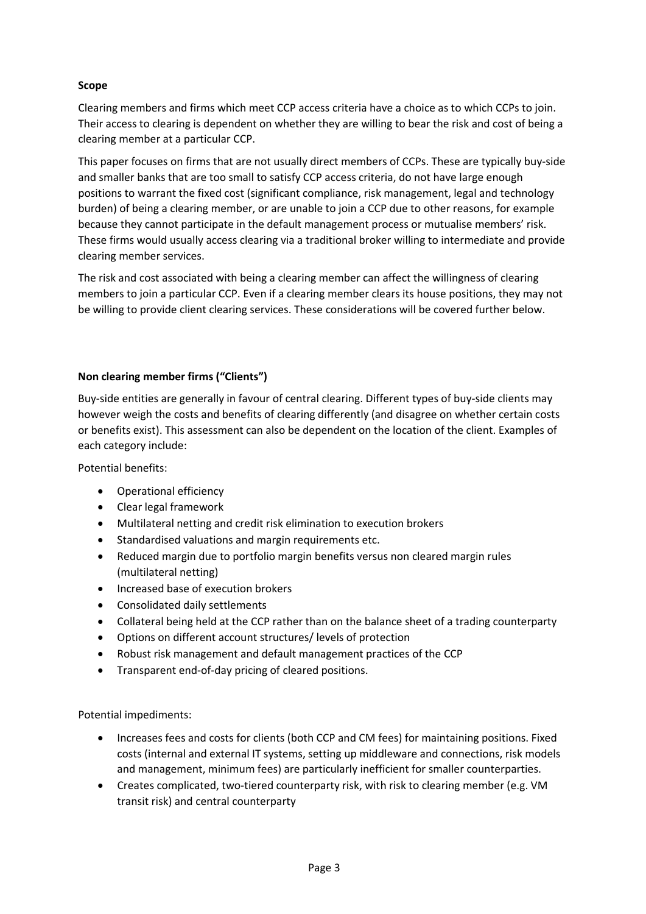**Scope**

Clearing members and firms which meet CCP access criteria have a choice as to which CCPs to join. Their access to clearing is dependent on whether they are willing to bear the risk and cost of being a clearing member at a particular CCP.

This paper focuses on firms that are not usually direct members of CCPs. These are typically buy-side and smaller banks that are too small to satisfy CCP access criteria, do not have large enough positions to warrant the fixed cost (significant compliance, risk management, legal and technology burden) of being a clearing member, or are unable to join a CCP due to other reasons, for example because they cannot participate in the default management process or mutualise members' risk. These firms would usually access clearing via a traditional broker willing to intermediate and provide clearing member services.

The risk and cost associated with being a clearing member can affect the willingness of clearing members to join a particular CCP. Even if a clearing member clears its house positions, they may not be willing to provide client clearing services. These considerations will be covered further below.

**Non clearing member firms ("Clients")**

Buy-side entities are generally in favour of central clearing. Different types of buy-side clients may however weigh the costs and benefits of clearing differently (and disagree on whether certain costs or benefits exist). This assessment can also be dependent on the location of the client. Examples of each category include:

Potential benefits:

- Operational efficiency
- Clear legal framework
- Multilateral netting and credit risk elimination to execution brokers
- Standardised valuations and margin requirements etc.
- Reduced margin due to portfolio margin benefits versus non cleared margin rules (multilateral netting)
- Increased base of execution brokers
- Consolidated daily settlements
- Collateral being held at the CCP rather than on the balance sheet of a trading counterparty
- Options on different account structures/ levels of protection
- Robust risk management and default management practices of the CCP
- Transparent end-of-day pricing of cleared positions.

Potential impediments:

- Increases fees and costs for clients (both CCP and CM fees) for maintaining positions. Fixed costs (internal and external IT systems, setting up middleware and connections, risk models and management, minimum fees) are particularly inefficient for smaller counterparties.
- Creates complicated, two-tiered counterparty risk, with risk to clearing member (e.g. VM transit risk) and central counterparty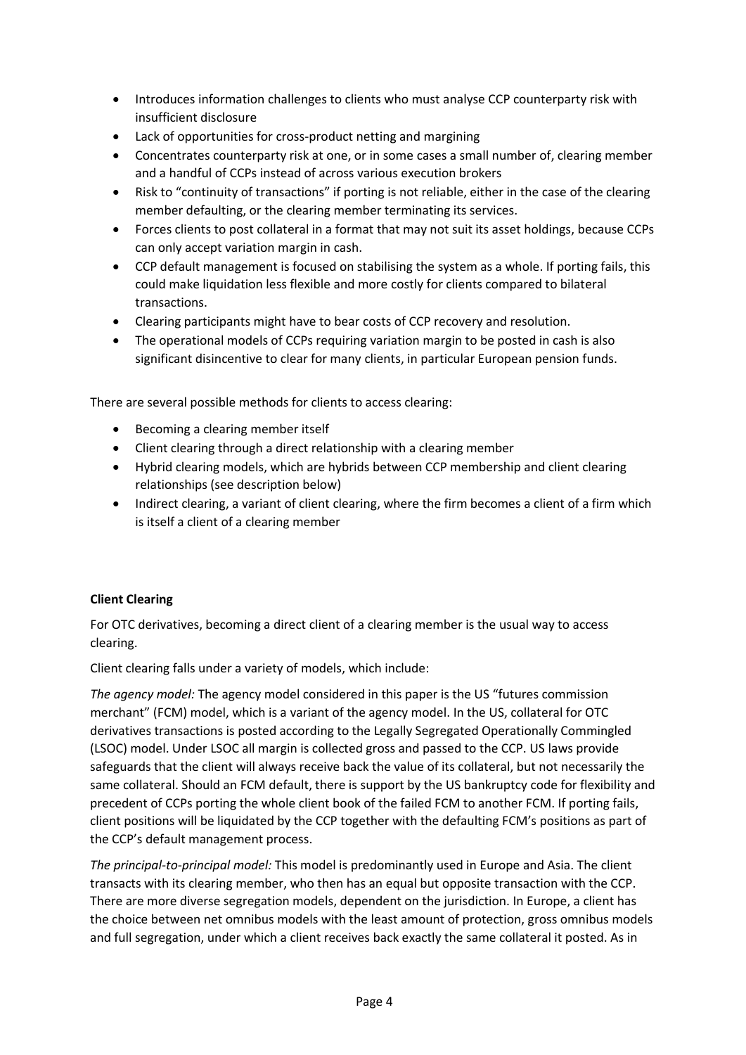- Introduces information challenges to clients who must analyse CCP counterparty risk with insufficient disclosure
- Lack of opportunities for cross-product netting and margining
- Concentrates counterparty risk at one, or in some cases a small number of, clearing member and a handful of CCPs instead of across various execution brokers
- Risk to "continuity of transactions" if porting is not reliable, either in the case of the clearing member defaulting, or the clearing member terminating its services.
- Forces clients to post collateral in a format that may not suit its asset holdings, because CCPs can only accept variation margin in cash.
- CCP default management is focused on stabilising the system as a whole. If porting fails, this could make liquidation less flexible and more costly for clients compared to bilateral transactions.
- Clearing participants might have to bear costs of CCP recovery and resolution.
- The operational models of CCPs requiring variation margin to be posted in cash is also significant disincentive to clear for many clients, in particular European pension funds.

There are several possible methods for clients to access clearing:

- Becoming a clearing member itself
- Client clearing through a direct relationship with a clearing member
- Hybrid clearing models, which are hybrids between CCP membership and client clearing relationships (see description below)
- Indirect clearing, a variant of client clearing, where the firm becomes a client of a firm which is itself a client of a clearing member

**Client Clearing**

For OTC derivatives, becoming a direct client of a clearing member is the usual way to access clearing.

Client clearing falls under a variety of models, which include:

*The agency model:* The agency model considered in this paper is the US "futures commission merchant" (FCM) model, which is a variant of the agency model. In the US, collateral for OTC derivatives transactions is posted according to the Legally Segregated Operationally Commingled (LSOC) model. Under LSOC all margin is collected gross and passed to the CCP. US laws provide safeguards that the client will always receive back the value of its collateral, but not necessarily the same collateral. Should an FCM default, there is support by the US bankruptcy code for flexibility and precedent of CCPs porting the whole client book of the failed FCM to another FCM. If porting fails, client positions will be liquidated by the CCP together with the defaulting FCM's positions as part of the CCP's default management process.

*The principal-to-principal model:* This model is predominantly used in Europe and Asia. The client transacts with its clearing member, who then has an equal but opposite transaction with the CCP. There are more diverse segregation models, dependent on the jurisdiction. In Europe, a client has the choice between net omnibus models with the least amount of protection, gross omnibus models and full segregation, under which a client receives back exactly the same collateral it posted. As in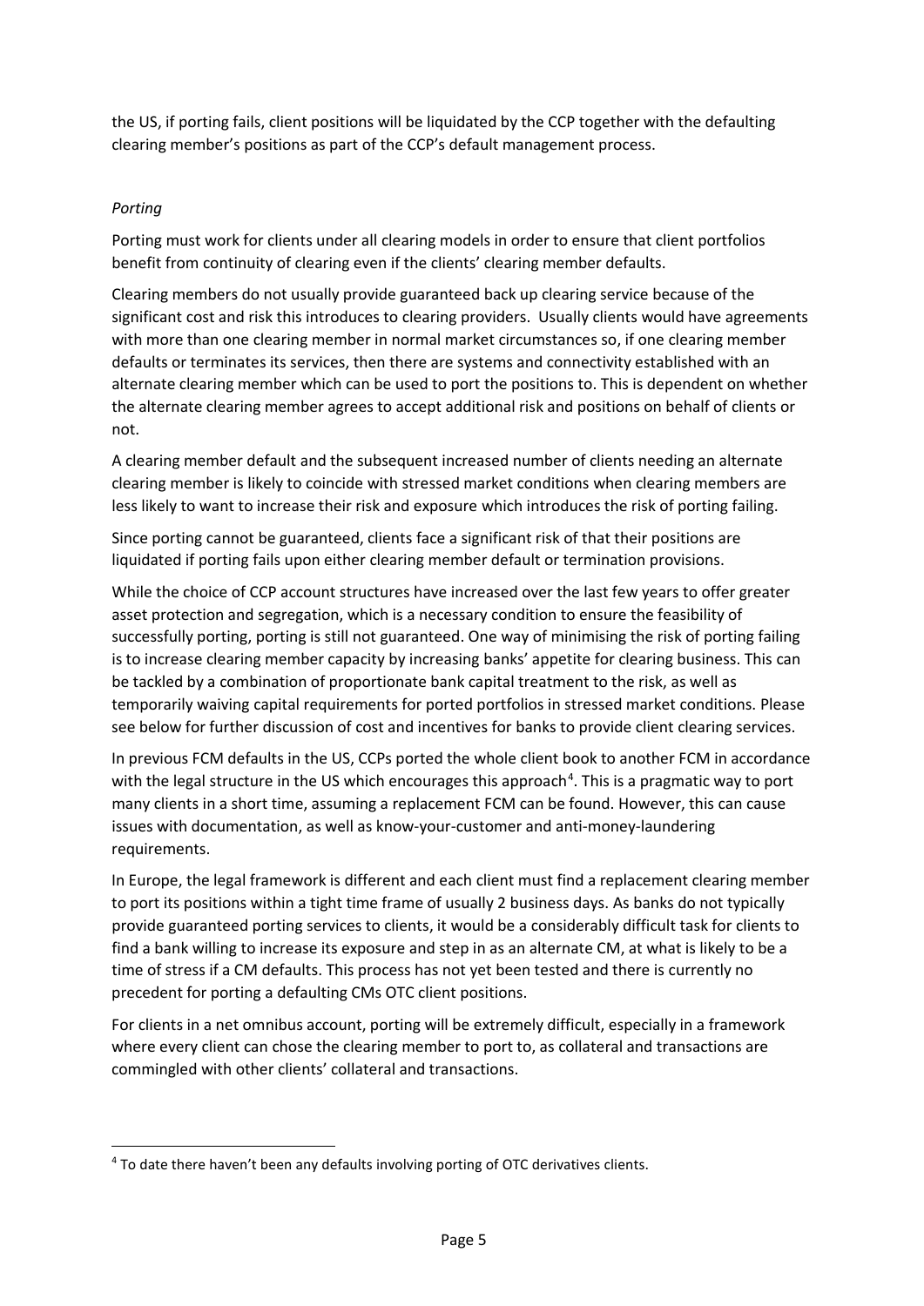the US, if porting fails, client positions will be liquidated by the CCP together with the defaulting clearing member's positions as part of the CCP's default management process.

*Porting*

Porting must work for clients under all clearing models in order to ensure that client portfolios benefit from continuity of clearing even if the clients' clearing member defaults.

Clearing members do not usually provide guaranteed back up clearing service because of the significant cost and risk this introduces to clearing providers. Usually clients would have agreements with more than one clearing member in normal market circumstances so, if one clearing member defaults or terminates its services, then there are systems and connectivity established with an alternate clearing member which can be used to port the positions to. This is dependent on whether the alternate clearing member agrees to accept additional risk and positions on behalf of clients or not.

A clearing member default and the subsequent increased number of clients needing an alternate clearing member is likely to coincide with stressed market conditions when clearing members are less likely to want to increase their risk and exposure which introduces the risk of porting failing.

Since porting cannot be guaranteed, clients face a significant risk of that their positions are liquidated if porting fails upon either clearing member default or termination provisions.

While the choice of CCP account structures have increased over the last few years to offer greater asset protection and segregation, which is a necessary condition to ensure the feasibility of successfully porting, porting is still not guaranteed. One way of minimising the risk of porting failing is to increase clearing member capacity by increasing banks' appetite for clearing business. This can be tackled by a combination of proportionate bank capital treatment to the risk, as well as temporarily waiving capital requirements for ported portfolios in stressed market conditions. Please see below for further discussion of cost and incentives for banks to provide client clearing services.

In previous FCM defaults in the US, CCPs ported the whole client book to another FCM in accordance with the legal structure in the US which encourages this approach[4]. This is a pragmatic way to port many clients in a short time, assuming a replacement FCM can be found. However, this can cause issues with documentation, as well as know-your-customer and anti-money-laundering requirements.

In Europe, the legal framework is different and each client must find a replacement clearing member to port its positions within a tight time frame of usually 2 business days. As banks do not typically provide guaranteed porting services to clients, it would be a considerably difficult task for clients to find a bank willing to increase its exposure and step in as an alternate CM, at what is likely to be a time of stress if a CM defaults. This process has not yet been tested and there is currently no precedent for porting a defaulting CMs OTC client positions.

For clients in a net omnibus account, porting will be extremely difficult, especially in a framework where every client can chose the clearing member to port to, as collateral and transactions are commingled with other clients' collateral and transactions.

---

[4] To date there haven't been any defaults involving porting of OTC derivatives clients.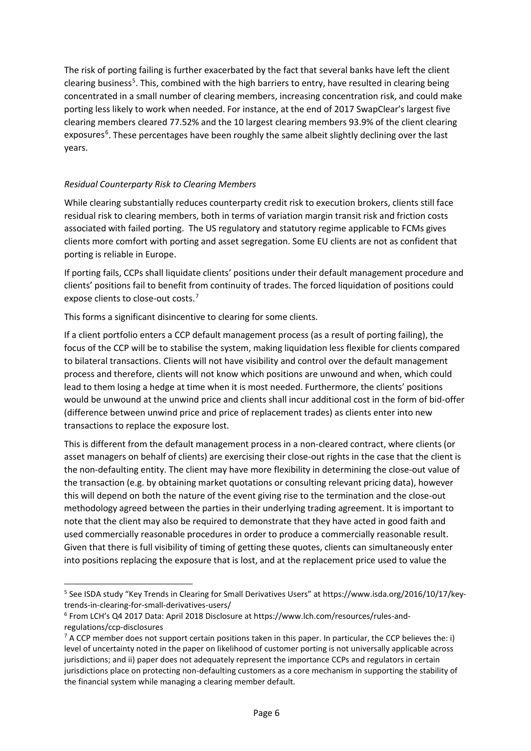The risk of porting failing is further exacerbated by the fact that several banks have left the client clearing business[5]. This, combined with the high barriers to entry, have resulted in clearing being concentrated in a small number of clearing members, increasing concentration risk, and could make porting less likely to work when needed. For instance, at the end of 2017 SwapClear's largest five clearing members cleared 77.52% and the 10 largest clearing members 93.9% of the client clearing exposures[6]. These percentages have been roughly the same albeit slightly declining over the last years.

*Residual Counterparty Risk to Clearing Members*

While clearing substantially reduces counterparty credit risk to execution brokers, clients still face residual risk to clearing members, both in terms of variation margin transit risk and friction costs associated with failed porting. The US regulatory and statutory regime applicable to FCMs gives clients more comfort with porting and asset segregation. Some EU clients are not as confident that porting is reliable in Europe.

If porting fails, CCPs shall liquidate clients' positions under their default management procedure and clients' positions fail to benefit from continuity of trades. The forced liquidation of positions could expose clients to close-out costs.[7]

This forms a significant disincentive to clearing for some clients.

If a client portfolio enters a CCP default management process (as a result of porting failing), the focus of the CCP will be to stabilise the system, making liquidation less flexible for clients compared to bilateral transactions. Clients will not have visibility and control over the default management process and therefore, clients will not know which positions are unwound and when, which could lead to them losing a hedge at time when it is most needed. Furthermore, the clients' positions would be unwound at the unwind price and clients shall incur additional cost in the form of bid-offer (difference between unwind price and price of replacement trades) as clients enter into new transactions to replace the exposure lost.

This is different from the default management process in a non-cleared contract, where clients (or asset managers on behalf of clients) are exercising their close-out rights in the case that the client is the non-defaulting entity. The client may have more flexibility in determining the close-out value of the transaction (e.g. by obtaining market quotations or consulting relevant pricing data), however this will depend on both the nature of the event giving rise to the termination and the close-out methodology agreed between the parties in their underlying trading agreement. It is important to note that the client may also be required to demonstrate that they have acted in good faith and used commercially reasonable procedures in order to produce a commercially reasonable result. Given that there is full visibility of timing of getting these quotes, clients can simultaneously enter into positions replacing the exposure that is lost, and at the replacement price used to value the

[5] See ISDA study "Key Trends in Clearing for Small Derivatives Users" at https://www.isda.org/2016/10/17/key-trends-in-clearing-for-small-derivatives-users/

[6] From LCH's Q4 2017 Data: April 2018 Disclosure at https://www.lch.com/resources/rules-and-regulations/ccp-disclosures

[7] A CCP member does not support certain positions taken in this paper. In particular, the CCP believes the: i) level of uncertainty noted in the paper on likelihood of customer porting is not universally applicable across jurisdictions; and ii) paper does not adequately represent the importance CCPs and regulators in certain jurisdictions place on protecting non-defaulting customers as a core mechanism in supporting the stability of the financial system while managing a clearing member default.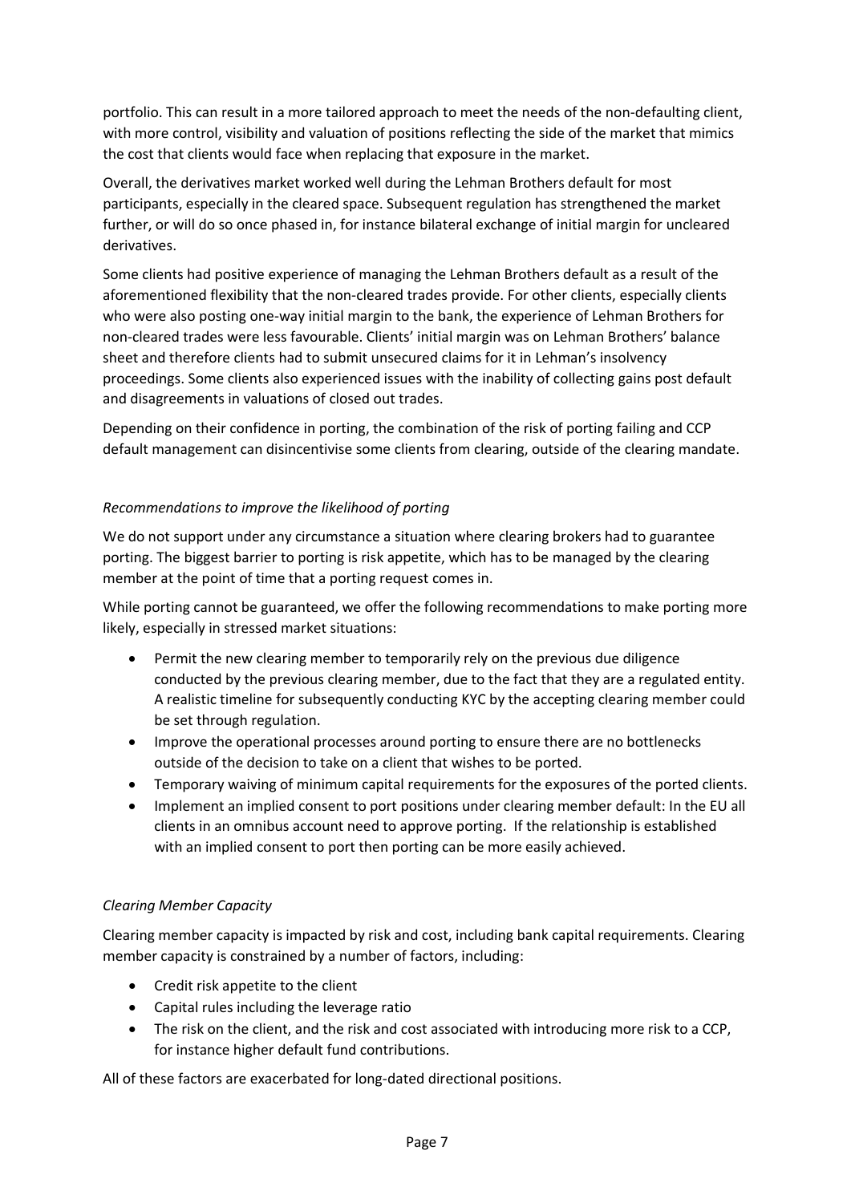portfolio. This can result in a more tailored approach to meet the needs of the non-defaulting client, with more control, visibility and valuation of positions reflecting the side of the market that mimics the cost that clients would face when replacing that exposure in the market.

Overall, the derivatives market worked well during the Lehman Brothers default for most participants, especially in the cleared space. Subsequent regulation has strengthened the market further, or will do so once phased in, for instance bilateral exchange of initial margin for uncleared derivatives.

Some clients had positive experience of managing the Lehman Brothers default as a result of the aforementioned flexibility that the non-cleared trades provide. For other clients, especially clients who were also posting one-way initial margin to the bank, the experience of Lehman Brothers for non-cleared trades were less favourable. Clients' initial margin was on Lehman Brothers' balance sheet and therefore clients had to submit unsecured claims for it in Lehman's insolvency proceedings. Some clients also experienced issues with the inability of collecting gains post default and disagreements in valuations of closed out trades.

Depending on their confidence in porting, the combination of the risk of porting failing and CCP default management can disincentivise some clients from clearing, outside of the clearing mandate.

*Recommendations to improve the likelihood of porting*

We do not support under any circumstance a situation where clearing brokers had to guarantee porting. The biggest barrier to porting is risk appetite, which has to be managed by the clearing member at the point of time that a porting request comes in.

While porting cannot be guaranteed, we offer the following recommendations to make porting more likely, especially in stressed market situations:

- Permit the new clearing member to temporarily rely on the previous due diligence conducted by the previous clearing member, due to the fact that they are a regulated entity. A realistic timeline for subsequently conducting KYC by the accepting clearing member could be set through regulation.
- Improve the operational processes around porting to ensure there are no bottlenecks outside of the decision to take on a client that wishes to be ported.
- Temporary waiving of minimum capital requirements for the exposures of the ported clients.
- Implement an implied consent to port positions under clearing member default: In the EU all clients in an omnibus account need to approve porting. If the relationship is established with an implied consent to port then porting can be more easily achieved.

*Clearing Member Capacity*

Clearing member capacity is impacted by risk and cost, including bank capital requirements. Clearing member capacity is constrained by a number of factors, including:

- Credit risk appetite to the client
- Capital rules including the leverage ratio
- The risk on the client, and the risk and cost associated with introducing more risk to a CCP, for instance higher default fund contributions.

All of these factors are exacerbated for long-dated directional positions.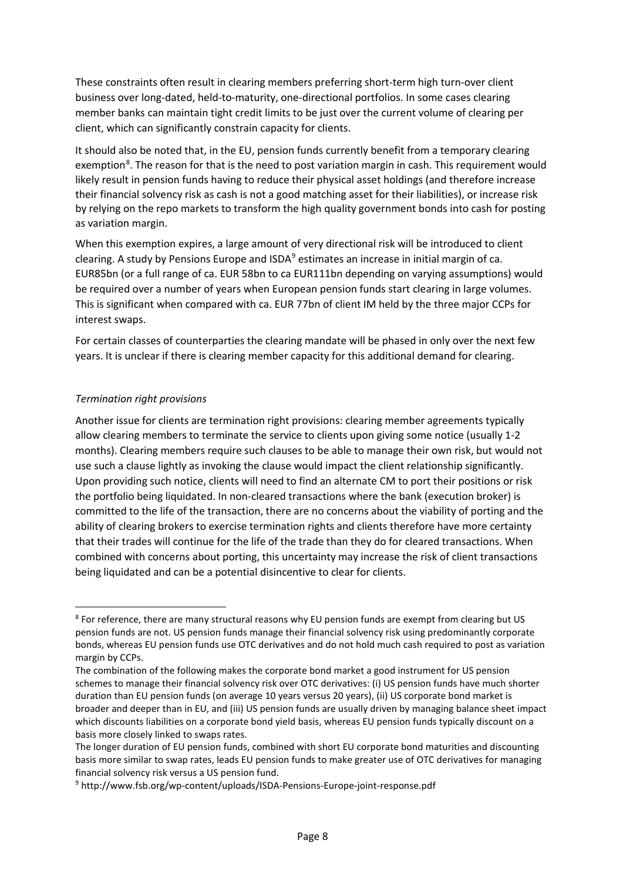These constraints often result in clearing members preferring short-term high turn-over client business over long-dated, held-to-maturity, one-directional portfolios. In some cases clearing member banks can maintain tight credit limits to be just over the current volume of clearing per client, which can significantly constrain capacity for clients.

It should also be noted that, in the EU, pension funds currently benefit from a temporary clearing exemption[8]. The reason for that is the need to post variation margin in cash. This requirement would likely result in pension funds having to reduce their physical asset holdings (and therefore increase their financial solvency risk as cash is not a good matching asset for their liabilities), or increase risk by relying on the repo markets to transform the high quality government bonds into cash for posting as variation margin.

When this exemption expires, a large amount of very directional risk will be introduced to client clearing. A study by Pensions Europe and ISDA[9] estimates an increase in initial margin of ca. EUR85bn (or a full range of ca. EUR 58bn to ca EUR111bn depending on varying assumptions) would be required over a number of years when European pension funds start clearing in large volumes. This is significant when compared with ca. EUR 77bn of client IM held by the three major CCPs for interest swaps.

For certain classes of counterparties the clearing mandate will be phased in only over the next few years. It is unclear if there is clearing member capacity for this additional demand for clearing.

*Termination right provisions*

Another issue for clients are termination right provisions: clearing member agreements typically allow clearing members to terminate the service to clients upon giving some notice (usually 1-2 months). Clearing members require such clauses to be able to manage their own risk, but would not use such a clause lightly as invoking the clause would impact the client relationship significantly. Upon providing such notice, clients will need to find an alternate CM to port their positions or risk the portfolio being liquidated. In non-cleared transactions where the bank (execution broker) is committed to the life of the transaction, there are no concerns about the viability of porting and the ability of clearing brokers to exercise termination rights and clients therefore have more certainty that their trades will continue for the life of the trade than they do for cleared transactions. When combined with concerns about porting, this uncertainty may increase the risk of client transactions being liquidated and can be a potential disincentive to clear for clients.

---

[8] For reference, there are many structural reasons why EU pension funds are exempt from clearing but US pension funds are not. US pension funds manage their financial solvency risk using predominantly corporate bonds, whereas EU pension funds use OTC derivatives and do not hold much cash required to post as variation margin by CCPs.

The combination of the following makes the corporate bond market a good instrument for US pension schemes to manage their financial solvency risk over OTC derivatives: (i) US pension funds have much shorter duration than EU pension funds (on average 10 years versus 20 years), (ii) US corporate bond market is broader and deeper than in EU, and (iii) US pension funds are usually driven by managing balance sheet impact which discounts liabilities on a corporate bond yield basis, whereas EU pension funds typically discount on a basis more closely linked to swaps rates.

The longer duration of EU pension funds, combined with short EU corporate bond maturities and discounting basis more similar to swap rates, leads EU pension funds to make greater use of OTC derivatives for managing financial solvency risk versus a US pension fund.

[9] http://www.fsb.org/wp-content/uploads/ISDA-Pensions-Europe-joint-response.pdf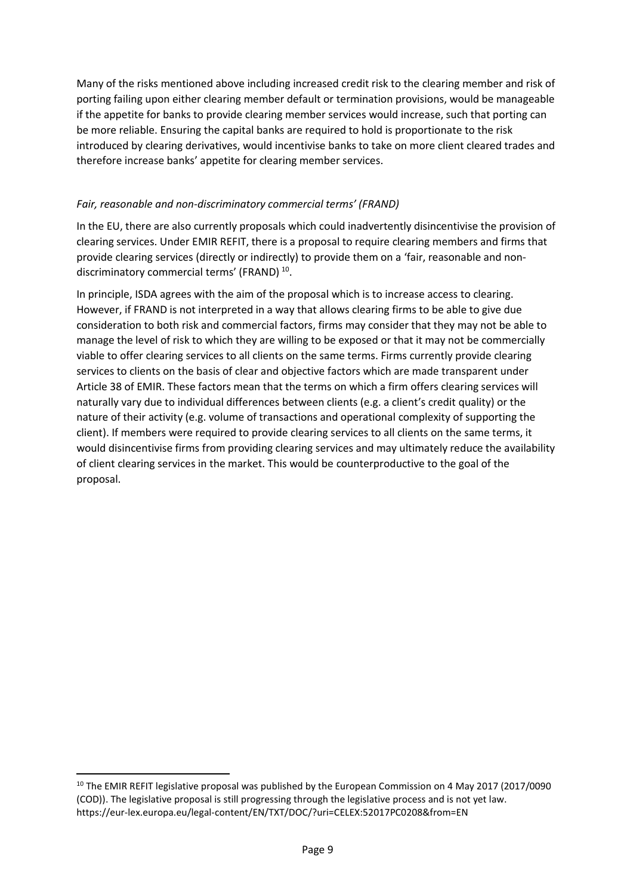Many of the risks mentioned above including increased credit risk to the clearing member and risk of porting failing upon either clearing member default or termination provisions, would be manageable if the appetite for banks to provide clearing member services would increase, such that porting can be more reliable. Ensuring the capital banks are required to hold is proportionate to the risk introduced by clearing derivatives, would incentivise banks to take on more client cleared trades and therefore increase banks' appetite for clearing member services.

*Fair, reasonable and non-discriminatory commercial terms' (FRAND)*

In the EU, there are also currently proposals which could inadvertently disincentivise the provision of clearing services. Under EMIR REFIT, there is a proposal to require clearing members and firms that provide clearing services (directly or indirectly) to provide them on a 'fair, reasonable and non-discriminatory commercial terms' (FRAND) [10].

In principle, ISDA agrees with the aim of the proposal which is to increase access to clearing. However, if FRAND is not interpreted in a way that allows clearing firms to be able to give due consideration to both risk and commercial factors, firms may consider that they may not be able to manage the level of risk to which they are willing to be exposed or that it may not be commercially viable to offer clearing services to all clients on the same terms. Firms currently provide clearing services to clients on the basis of clear and objective factors which are made transparent under Article 38 of EMIR. These factors mean that the terms on which a firm offers clearing services will naturally vary due to individual differences between clients (e.g. a client's credit quality) or the nature of their activity (e.g. volume of transactions and operational complexity of supporting the client). If members were required to provide clearing services to all clients on the same terms, it would disincentivise firms from providing clearing services and may ultimately reduce the availability of client clearing services in the market. This would be counterproductive to the goal of the proposal.

---

[10] The EMIR REFIT legislative proposal was published by the European Commission on 4 May 2017 (2017/0090 (COD)). The legislative proposal is still progressing through the legislative process and is not yet law. https://eur-lex.europa.eu/legal-content/EN/TXT/DOC/?uri=CELEX:52017PC0208&from=EN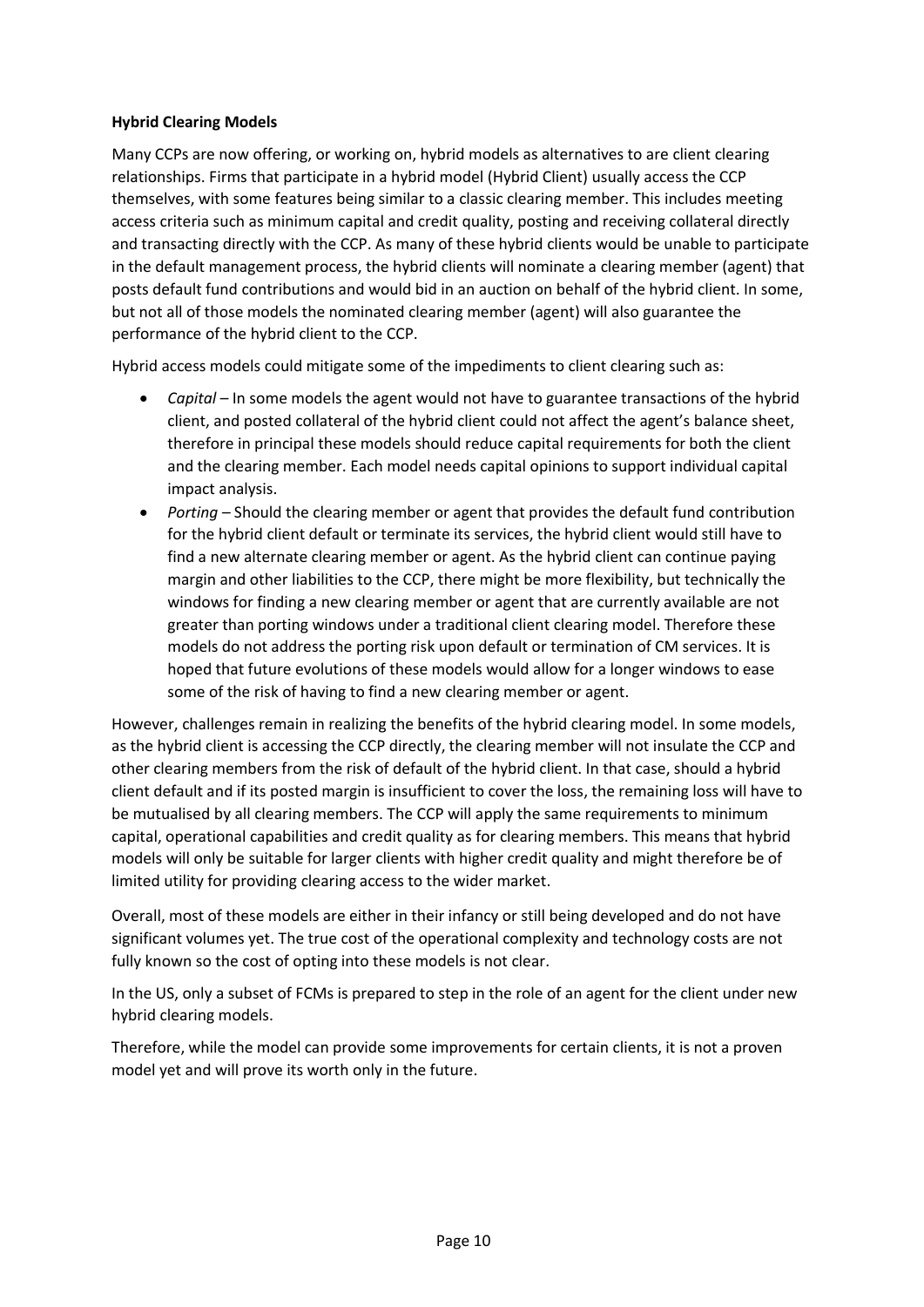**Hybrid Clearing Models**

Many CCPs are now offering, or working on, hybrid models as alternatives to are client clearing relationships. Firms that participate in a hybrid model (Hybrid Client) usually access the CCP themselves, with some features being similar to a classic clearing member. This includes meeting access criteria such as minimum capital and credit quality, posting and receiving collateral directly and transacting directly with the CCP. As many of these hybrid clients would be unable to participate in the default management process, the hybrid clients will nominate a clearing member (agent) that posts default fund contributions and would bid in an auction on behalf of the hybrid client. In some, but not all of those models the nominated clearing member (agent) will also guarantee the performance of the hybrid client to the CCP.

Hybrid access models could mitigate some of the impediments to client clearing such as:

- *Capital* – In some models the agent would not have to guarantee transactions of the hybrid client, and posted collateral of the hybrid client could not affect the agent's balance sheet, therefore in principal these models should reduce capital requirements for both the client and the clearing member. Each model needs capital opinions to support individual capital impact analysis.
- *Porting* – Should the clearing member or agent that provides the default fund contribution for the hybrid client default or terminate its services, the hybrid client would still have to find a new alternate clearing member or agent. As the hybrid client can continue paying margin and other liabilities to the CCP, there might be more flexibility, but technically the windows for finding a new clearing member or agent that are currently available are not greater than porting windows under a traditional client clearing model. Therefore these models do not address the porting risk upon default or termination of CM services. It is hoped that future evolutions of these models would allow for a longer windows to ease some of the risk of having to find a new clearing member or agent.

However, challenges remain in realizing the benefits of the hybrid clearing model. In some models, as the hybrid client is accessing the CCP directly, the clearing member will not insulate the CCP and other clearing members from the risk of default of the hybrid client. In that case, should a hybrid client default and if its posted margin is insufficient to cover the loss, the remaining loss will have to be mutualised by all clearing members. The CCP will apply the same requirements to minimum capital, operational capabilities and credit quality as for clearing members. This means that hybrid models will only be suitable for larger clients with higher credit quality and might therefore be of limited utility for providing clearing access to the wider market.

Overall, most of these models are either in their infancy or still being developed and do not have significant volumes yet. The true cost of the operational complexity and technology costs are not fully known so the cost of opting into these models is not clear.

In the US, only a subset of FCMs is prepared to step in the role of an agent for the client under new hybrid clearing models.

Therefore, while the model can provide some improvements for certain clients, it is not a proven model yet and will prove its worth only in the future.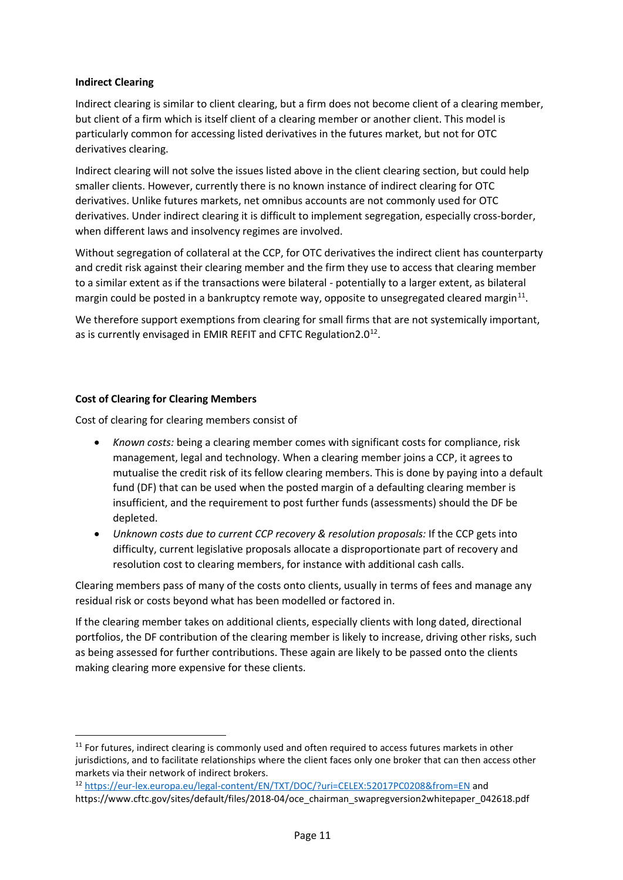**Indirect Clearing**

Indirect clearing is similar to client clearing, but a firm does not become client of a clearing member, but client of a firm which is itself client of a clearing member or another client. This model is particularly common for accessing listed derivatives in the futures market, but not for OTC derivatives clearing.

Indirect clearing will not solve the issues listed above in the client clearing section, but could help smaller clients. However, currently there is no known instance of indirect clearing for OTC derivatives. Unlike futures markets, net omnibus accounts are not commonly used for OTC derivatives. Under indirect clearing it is difficult to implement segregation, especially cross-border, when different laws and insolvency regimes are involved.

Without segregation of collateral at the CCP, for OTC derivatives the indirect client has counterparty and credit risk against their clearing member and the firm they use to access that clearing member to a similar extent as if the transactions were bilateral - potentially to a larger extent, as bilateral margin could be posted in a bankruptcy remote way, opposite to unsegregated cleared margin[11].

We therefore support exemptions from clearing for small firms that are not systemically important, as is currently envisaged in EMIR REFIT and CFTC Regulation2.0[12].

**Cost of Clearing for Clearing Members**

Cost of clearing for clearing members consist of

- *Known costs:* being a clearing member comes with significant costs for compliance, risk management, legal and technology. When a clearing member joins a CCP, it agrees to mutualise the credit risk of its fellow clearing members. This is done by paying into a default fund (DF) that can be used when the posted margin of a defaulting clearing member is insufficient, and the requirement to post further funds (assessments) should the DF be depleted.
- *Unknown costs due to current CCP recovery & resolution proposals:* If the CCP gets into difficulty, current legislative proposals allocate a disproportionate part of recovery and resolution cost to clearing members, for instance with additional cash calls.

Clearing members pass of many of the costs onto clients, usually in terms of fees and manage any residual risk or costs beyond what has been modelled or factored in.

If the clearing member takes on additional clients, especially clients with long dated, directional portfolios, the DF contribution of the clearing member is likely to increase, driving other risks, such as being assessed for further contributions. These again are likely to be passed onto the clients making clearing more expensive for these clients.

---

[11] For futures, indirect clearing is commonly used and often required to access futures markets in other jurisdictions, and to facilitate relationships where the client faces only one broker that can then access other markets via their network of indirect brokers.

[12] https://eur-lex.europa.eu/legal-content/EN/TXT/DOC/?uri=CELEX:52017PC0208&from=EN and https://www.cftc.gov/sites/default/files/2018-04/oce_chairman_swapregversion2whitepaper_042618.pdf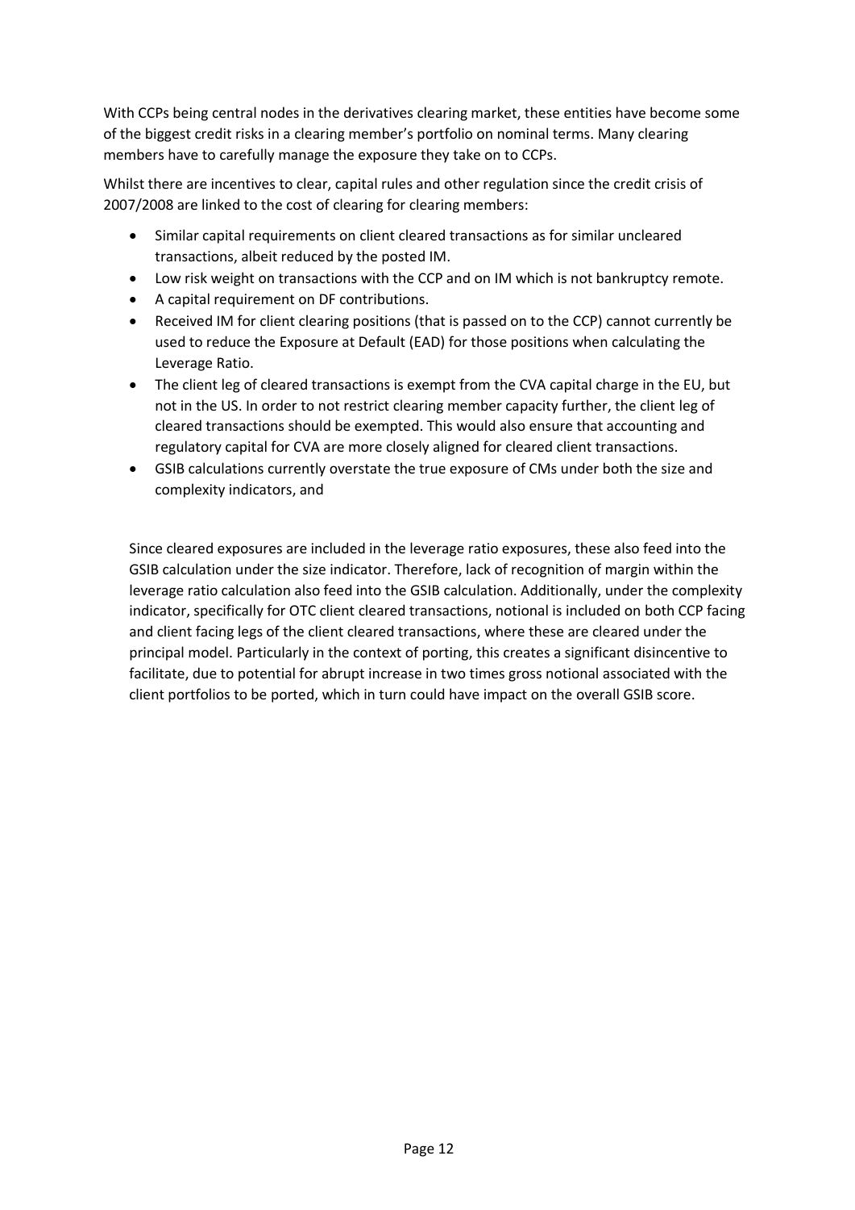With CCPs being central nodes in the derivatives clearing market, these entities have become some of the biggest credit risks in a clearing member's portfolio on nominal terms. Many clearing members have to carefully manage the exposure they take on to CCPs.

Whilst there are incentives to clear, capital rules and other regulation since the credit crisis of 2007/2008 are linked to the cost of clearing for clearing members:

- Similar capital requirements on client cleared transactions as for similar uncleared transactions, albeit reduced by the posted IM.
- Low risk weight on transactions with the CCP and on IM which is not bankruptcy remote.
- A capital requirement on DF contributions.
- Received IM for client clearing positions (that is passed on to the CCP) cannot currently be used to reduce the Exposure at Default (EAD) for those positions when calculating the Leverage Ratio.
- The client leg of cleared transactions is exempt from the CVA capital charge in the EU, but not in the US. In order to not restrict clearing member capacity further, the client leg of cleared transactions should be exempted. This would also ensure that accounting and regulatory capital for CVA are more closely aligned for cleared client transactions.
- GSIB calculations currently overstate the true exposure of CMs under both the size and complexity indicators, and

Since cleared exposures are included in the leverage ratio exposures, these also feed into the GSIB calculation under the size indicator. Therefore, lack of recognition of margin within the leverage ratio calculation also feed into the GSIB calculation. Additionally, under the complexity indicator, specifically for OTC client cleared transactions, notional is included on both CCP facing and client facing legs of the client cleared transactions, where these are cleared under the principal model. Particularly in the context of porting, this creates a significant disincentive to facilitate, due to potential for abrupt increase in two times gross notional associated with the client portfolios to be ported, which in turn could have impact on the overall GSIB score.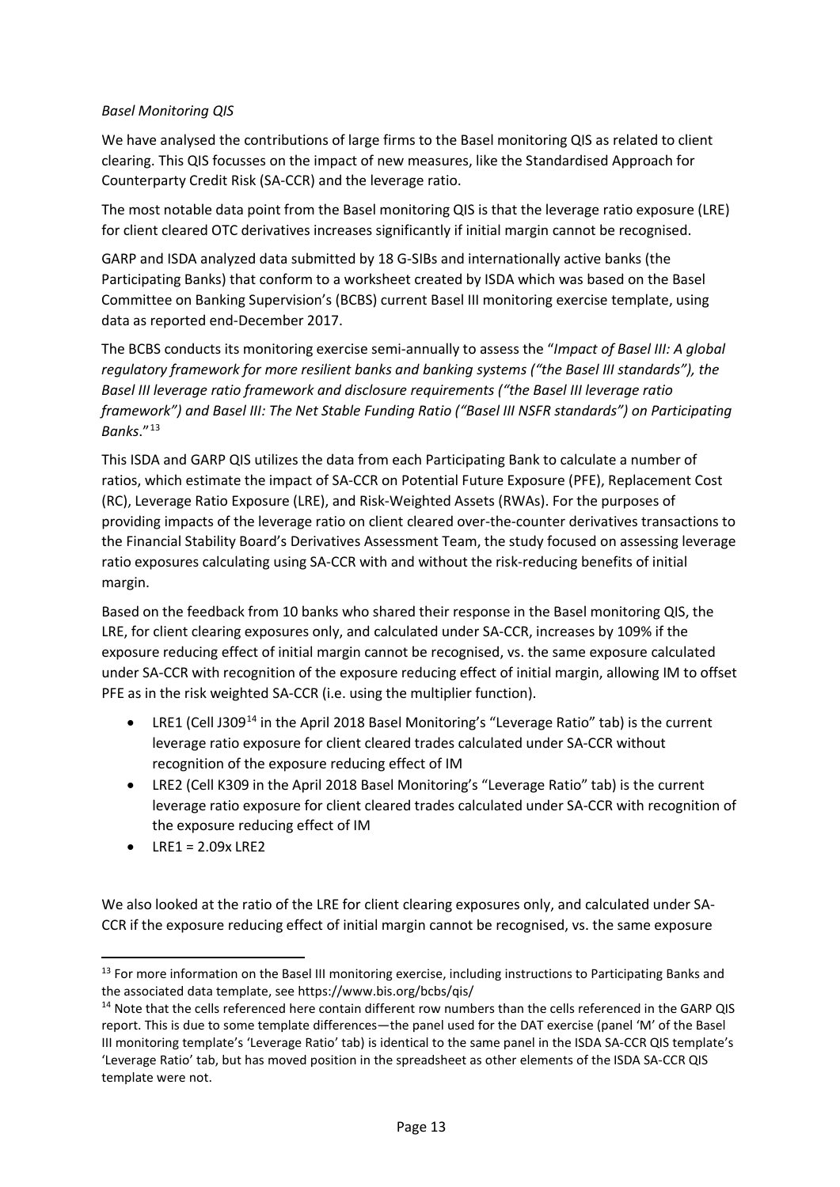*Basel Monitoring QIS*

We have analysed the contributions of large firms to the Basel monitoring QIS as related to client clearing. This QIS focusses on the impact of new measures, like the Standardised Approach for Counterparty Credit Risk (SA-CCR) and the leverage ratio.

The most notable data point from the Basel monitoring QIS is that the leverage ratio exposure (LRE) for client cleared OTC derivatives increases significantly if initial margin cannot be recognised.

GARP and ISDA analyzed data submitted by 18 G-SIBs and internationally active banks (the Participating Banks) that conform to a worksheet created by ISDA which was based on the Basel Committee on Banking Supervision's (BCBS) current Basel III monitoring exercise template, using data as reported end-December 2017.

The BCBS conducts its monitoring exercise semi-annually to assess the "*Impact of Basel III: A global regulatory framework for more resilient banks and banking systems ("the Basel III standards"), the Basel III leverage ratio framework and disclosure requirements ("the Basel III leverage ratio framework") and Basel III: The Net Stable Funding Ratio ("Basel III NSFR standards") on Participating Banks*."[13]

This ISDA and GARP QIS utilizes the data from each Participating Bank to calculate a number of ratios, which estimate the impact of SA-CCR on Potential Future Exposure (PFE), Replacement Cost (RC), Leverage Ratio Exposure (LRE), and Risk-Weighted Assets (RWAs). For the purposes of providing impacts of the leverage ratio on client cleared over-the-counter derivatives transactions to the Financial Stability Board's Derivatives Assessment Team, the study focused on assessing leverage ratio exposures calculating using SA-CCR with and without the risk-reducing benefits of initial margin.

Based on the feedback from 10 banks who shared their response in the Basel monitoring QIS, the LRE, for client clearing exposures only, and calculated under SA-CCR, increases by 109% if the exposure reducing effect of initial margin cannot be recognised, vs. the same exposure calculated under SA-CCR with recognition of the exposure reducing effect of initial margin, allowing IM to offset PFE as in the risk weighted SA-CCR (i.e. using the multiplier function).

- LRE1 (Cell J309[14] in the April 2018 Basel Monitoring's "Leverage Ratio" tab) is the current leverage ratio exposure for client cleared trades calculated under SA-CCR without recognition of the exposure reducing effect of IM
- LRE2 (Cell K309 in the April 2018 Basel Monitoring's "Leverage Ratio" tab) is the current leverage ratio exposure for client cleared trades calculated under SA-CCR with recognition of the exposure reducing effect of IM
- LRE1 = 2.09x LRE2

We also looked at the ratio of the LRE for client clearing exposures only, and calculated under SA-CCR if the exposure reducing effect of initial margin cannot be recognised, vs. the same exposure

---

[13] For more information on the Basel III monitoring exercise, including instructions to Participating Banks and the associated data template, see https://www.bis.org/bcbs/qis/

[14] Note that the cells referenced here contain different row numbers than the cells referenced in the GARP QIS report. This is due to some template differences—the panel used for the DAT exercise (panel 'M' of the Basel III monitoring template's 'Leverage Ratio' tab) is identical to the same panel in the ISDA SA-CCR QIS template's 'Leverage Ratio' tab, but has moved position in the spreadsheet as other elements of the ISDA SA-CCR QIS template were not.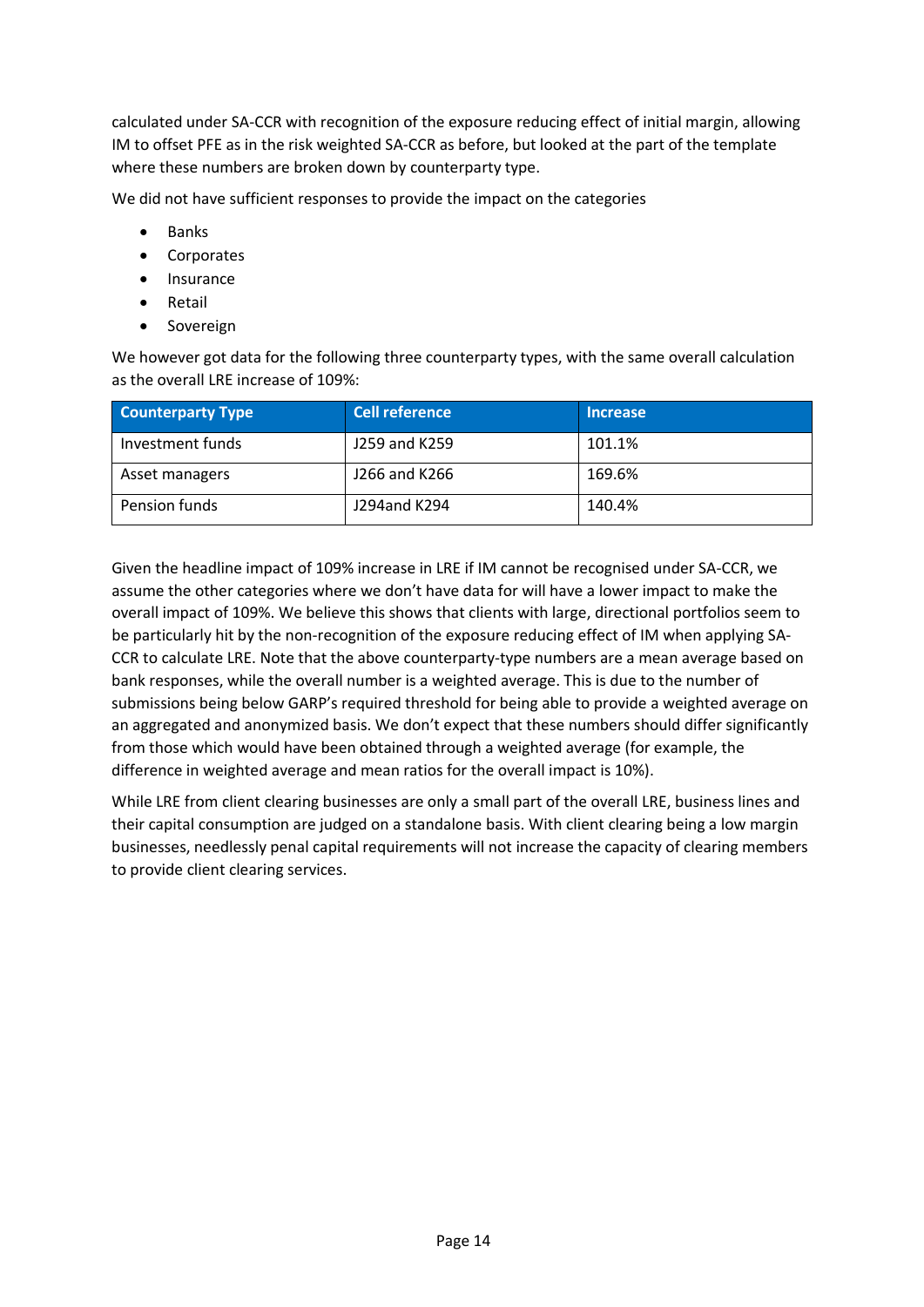calculated under SA-CCR with recognition of the exposure reducing effect of initial margin, allowing IM to offset PFE as in the risk weighted SA-CCR as before, but looked at the part of the template where these numbers are broken down by counterparty type.

We did not have sufficient responses to provide the impact on the categories

- Banks
- Corporates
- Insurance
- Retail
- Sovereign

We however got data for the following three counterparty types, with the same overall calculation as the overall LRE increase of 109%:

| Counterparty Type | Cell reference | Increase |
|---|---|---|
| Investment funds | J259 and K259 | 101.1% |
| Asset managers | J266 and K266 | 169.6% |
| Pension funds | J294and K294 | 140.4% |

Given the headline impact of 109% increase in LRE if IM cannot be recognised under SA-CCR, we assume the other categories where we don't have data for will have a lower impact to make the overall impact of 109%. We believe this shows that clients with large, directional portfolios seem to be particularly hit by the non-recognition of the exposure reducing effect of IM when applying SA-CCR to calculate LRE. Note that the above counterparty-type numbers are a mean average based on bank responses, while the overall number is a weighted average. This is due to the number of submissions being below GARP's required threshold for being able to provide a weighted average on an aggregated and anonymized basis. We don't expect that these numbers should differ significantly from those which would have been obtained through a weighted average (for example, the difference in weighted average and mean ratios for the overall impact is 10%).

While LRE from client clearing businesses are only a small part of the overall LRE, business lines and their capital consumption are judged on a standalone basis. With client clearing being a low margin businesses, needlessly penal capital requirements will not increase the capacity of clearing members to provide client clearing services.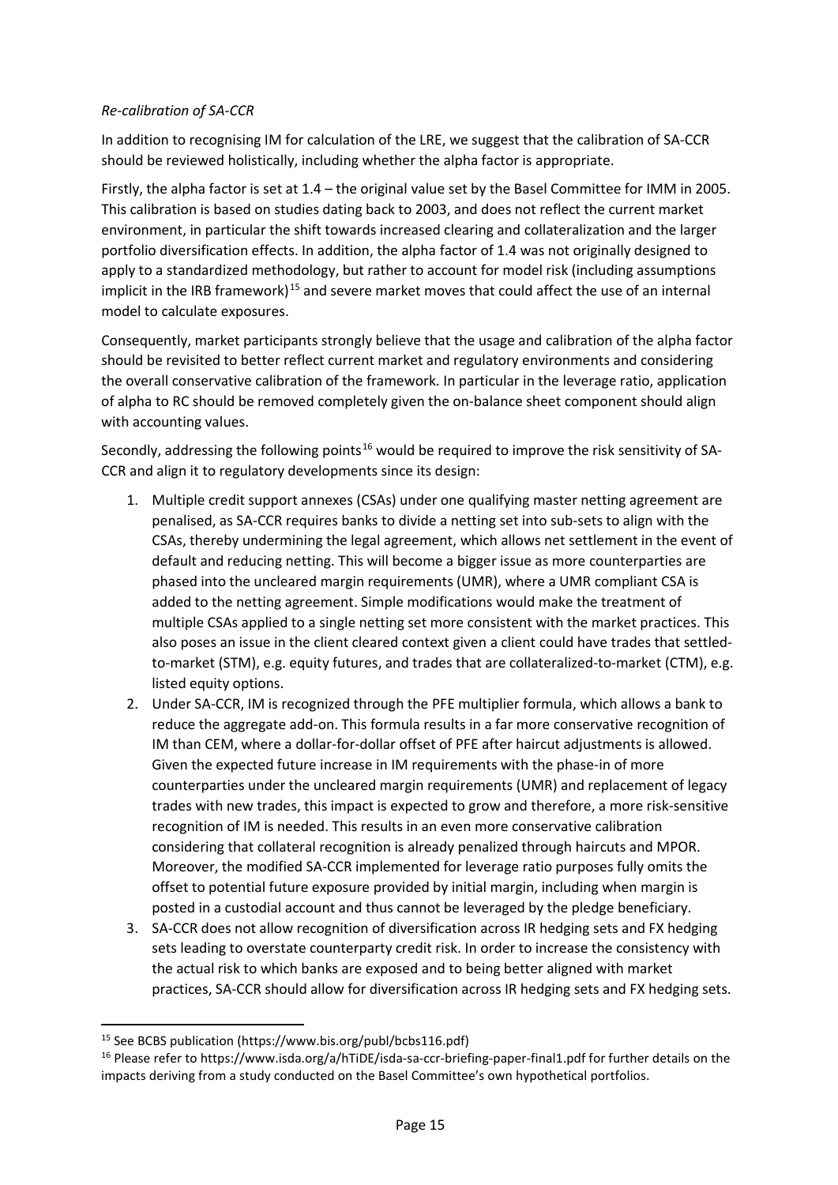*Re-calibration of SA-CCR*

In addition to recognising IM for calculation of the LRE, we suggest that the calibration of SA-CCR should be reviewed holistically, including whether the alpha factor is appropriate.

Firstly, the alpha factor is set at 1.4 – the original value set by the Basel Committee for IMM in 2005. This calibration is based on studies dating back to 2003, and does not reflect the current market environment, in particular the shift towards increased clearing and collateralization and the larger portfolio diversification effects. In addition, the alpha factor of 1.4 was not originally designed to apply to a standardized methodology, but rather to account for model risk (including assumptions implicit in the IRB framework)[15] and severe market moves that could affect the use of an internal model to calculate exposures.

Consequently, market participants strongly believe that the usage and calibration of the alpha factor should be revisited to better reflect current market and regulatory environments and considering the overall conservative calibration of the framework. In particular in the leverage ratio, application of alpha to RC should be removed completely given the on-balance sheet component should align with accounting values.

Secondly, addressing the following points[16] would be required to improve the risk sensitivity of SA-CCR and align it to regulatory developments since its design:

1. Multiple credit support annexes (CSAs) under one qualifying master netting agreement are penalised, as SA-CCR requires banks to divide a netting set into sub-sets to align with the CSAs, thereby undermining the legal agreement, which allows net settlement in the event of default and reducing netting. This will become a bigger issue as more counterparties are phased into the uncleared margin requirements (UMR), where a UMR compliant CSA is added to the netting agreement. Simple modifications would make the treatment of multiple CSAs applied to a single netting set more consistent with the market practices. This also poses an issue in the client cleared context given a client could have trades that settled-to-market (STM), e.g. equity futures, and trades that are collateralized-to-market (CTM), e.g. listed equity options.
2. Under SA-CCR, IM is recognized through the PFE multiplier formula, which allows a bank to reduce the aggregate add-on. This formula results in a far more conservative recognition of IM than CEM, where a dollar-for-dollar offset of PFE after haircut adjustments is allowed. Given the expected future increase in IM requirements with the phase-in of more counterparties under the uncleared margin requirements (UMR) and replacement of legacy trades with new trades, this impact is expected to grow and therefore, a more risk-sensitive recognition of IM is needed. This results in an even more conservative calibration considering that collateral recognition is already penalized through haircuts and MPOR. Moreover, the modified SA-CCR implemented for leverage ratio purposes fully omits the offset to potential future exposure provided by initial margin, including when margin is posted in a custodial account and thus cannot be leveraged by the pledge beneficiary.
3. SA-CCR does not allow recognition of diversification across IR hedging sets and FX hedging sets leading to overstate counterparty credit risk. In order to increase the consistency with the actual risk to which banks are exposed and to being better aligned with market practices, SA-CCR should allow for diversification across IR hedging sets and FX hedging sets.

---

[15] See BCBS publication (https://www.bis.org/publ/bcbs116.pdf)

[16] Please refer to https://www.isda.org/a/hTiDE/isda-sa-ccr-briefing-paper-final1.pdf for further details on the impacts deriving from a study conducted on the Basel Committee's own hypothetical portfolios.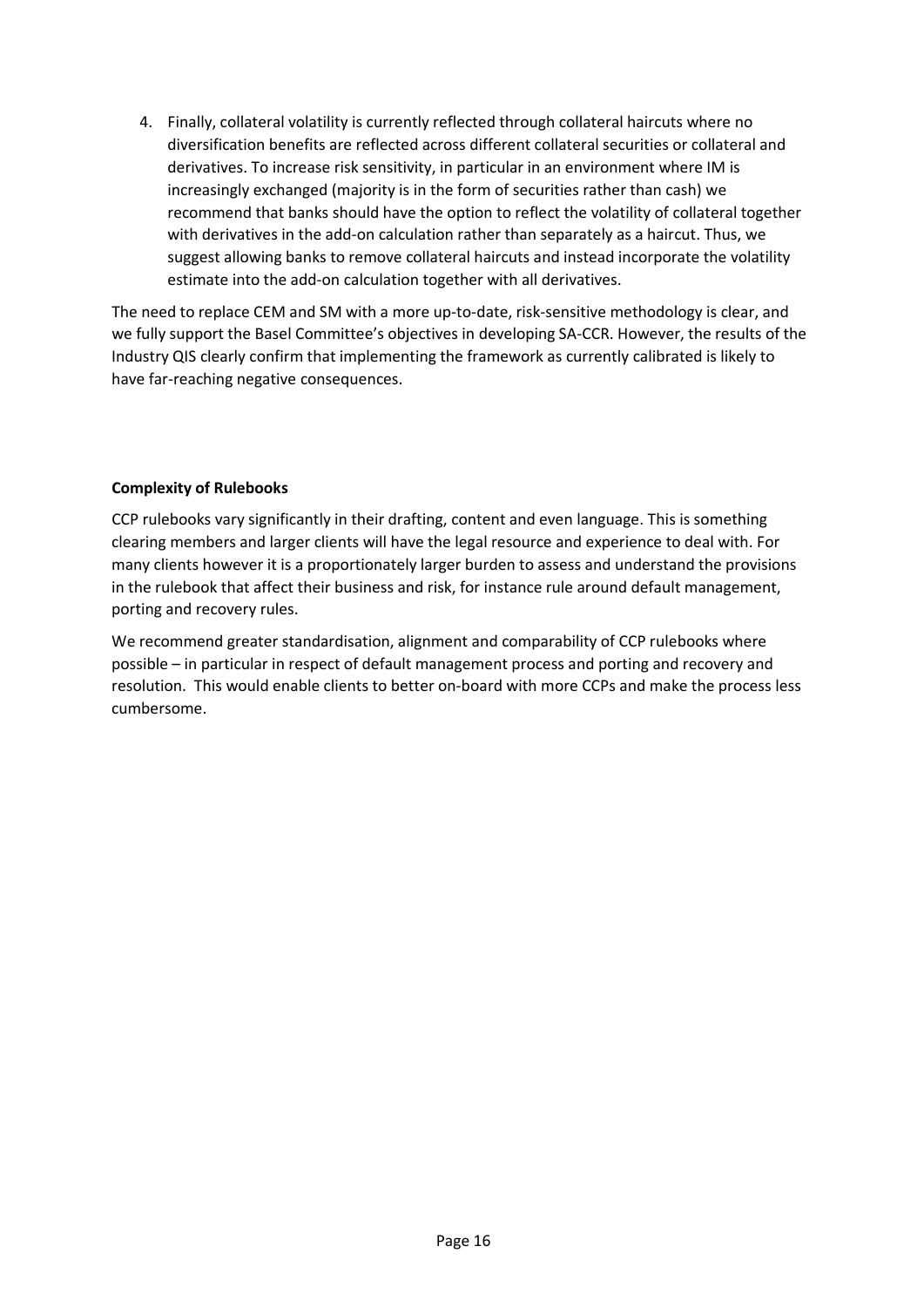4. Finally, collateral volatility is currently reflected through collateral haircuts where no diversification benefits are reflected across different collateral securities or collateral and derivatives. To increase risk sensitivity, in particular in an environment where IM is increasingly exchanged (majority is in the form of securities rather than cash) we recommend that banks should have the option to reflect the volatility of collateral together with derivatives in the add-on calculation rather than separately as a haircut. Thus, we suggest allowing banks to remove collateral haircuts and instead incorporate the volatility estimate into the add-on calculation together with all derivatives.

The need to replace CEM and SM with a more up-to-date, risk-sensitive methodology is clear, and we fully support the Basel Committee's objectives in developing SA-CCR. However, the results of the Industry QIS clearly confirm that implementing the framework as currently calibrated is likely to have far-reaching negative consequences.

**Complexity of Rulebooks**

CCP rulebooks vary significantly in their drafting, content and even language. This is something clearing members and larger clients will have the legal resource and experience to deal with. For many clients however it is a proportionately larger burden to assess and understand the provisions in the rulebook that affect their business and risk, for instance rule around default management, porting and recovery rules.

We recommend greater standardisation, alignment and comparability of CCP rulebooks where possible – in particular in respect of default management process and porting and recovery and resolution. This would enable clients to better on-board with more CCPs and make the process less cumbersome.